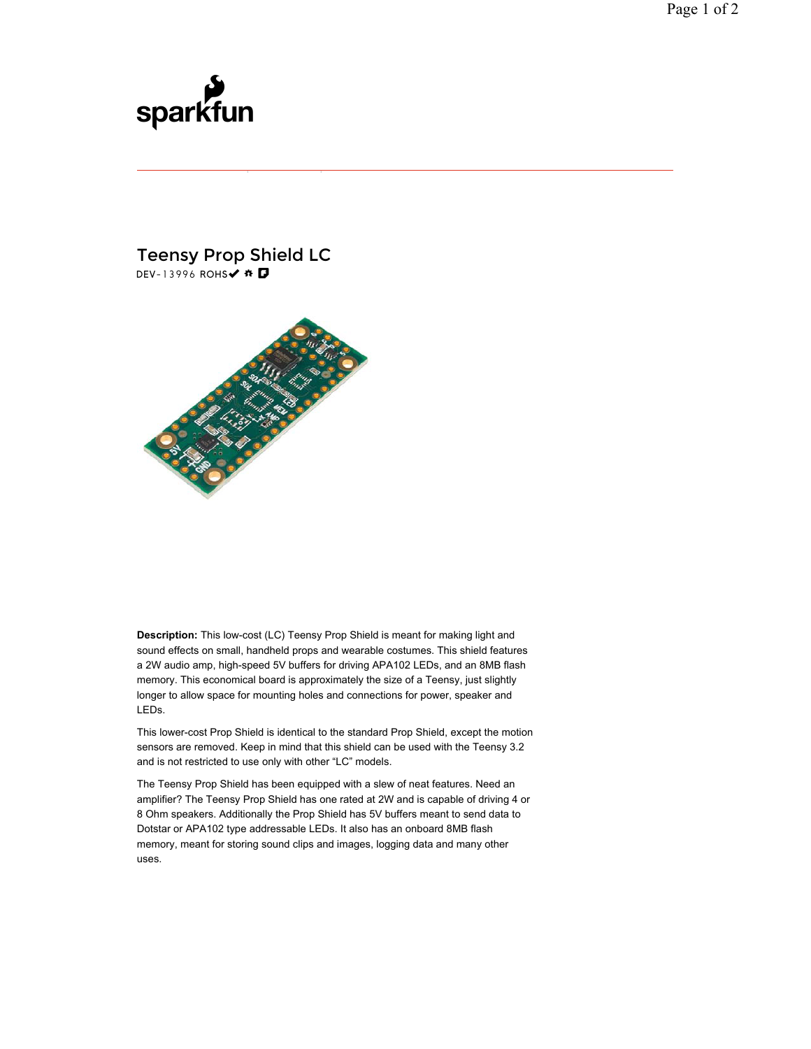sparkfun

# Teensy Prop Shield LC

DEV-13996 ROHS✔

**Description:** This low-cost (LC) Teensy Prop Shield is meant for making light and sound effects on small, handheld props and wearable costumes. This shield features a 2W audio amp, high-speed 5V buffers for driving APA102 LEDs, and an 8MB flash memory. This economical board is approximately the size of a Teensy, just slightly longer to allow space for mounting holes and connections for power, speaker and LEDs.

This lower-cost Prop Shield is identical to the standard Prop Shield, except the motion sensors are removed. Keep in mind that this shield can be used with the Teensy 3.2 and is not restricted to use only with other "LC" models.

The Teensy Prop Shield has been equipped with a slew of neat features. Need an amplifier? The Teensy Prop Shield has one rated at 2W and is capable of driving 4 or 8 Ohm speakers. Additionally the Prop Shield has 5V buffers meant to send data to Dotstar or APA102 type addressable LEDs. It also has an onboard 8MB flash memory, meant for storing sound clips and images, logging data and many other uses.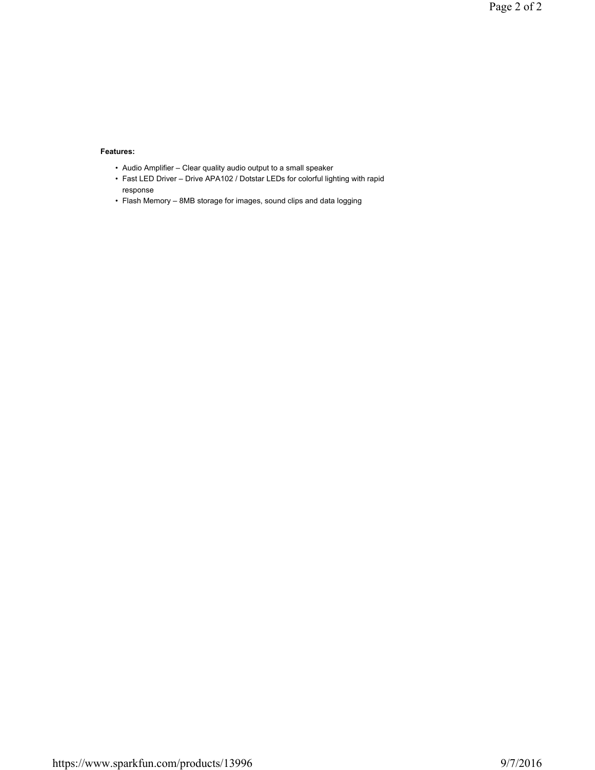**Features:**

- Audio Amplifier – Clear quality audio output to a small speaker
- Fast LED Driver – Drive APA102 / Dotstar LEDs for colorful lighting with rapid response
- Flash Memory – 8MB storage for images, sound clips and data logging